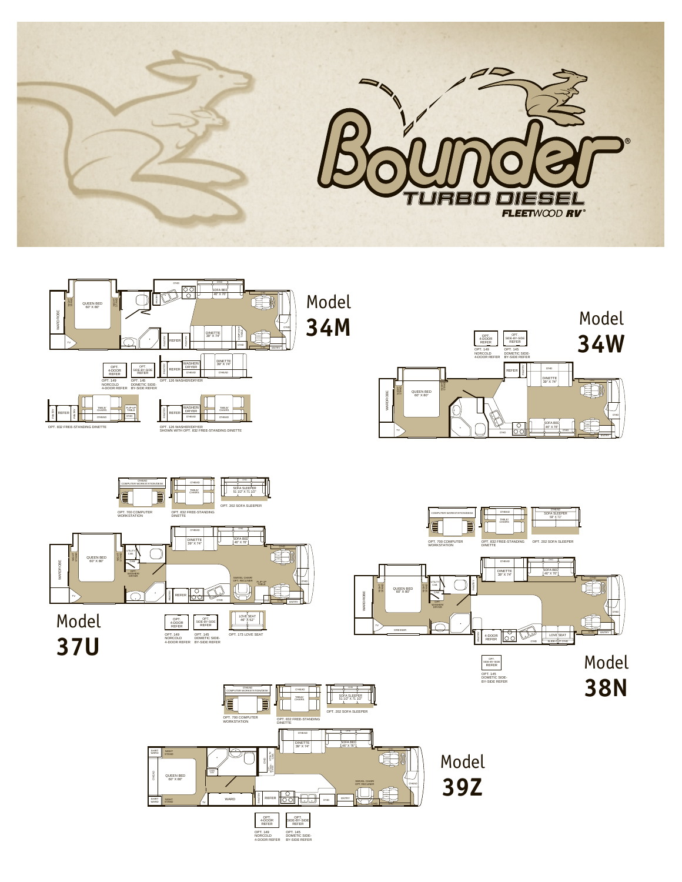# Bounder®

**TURBO DIESEL**

**FLEETWOOD RV®**

## Model 34M

QUEEN BED 60" X 80"

SOFA BED 46" X 76"

DINETTE 39" X 74"

OPT. 4-DOOR REFER — OPT. 149 NORCOLD 4-DOOR REFER

OPT. SIDE-BY-SIDE REFER — OPT. 145 DOMETIC SIDE-BY-SIDE REFER

OPT. 126 WASHER/DRYER

OPT. 832 FREE-STANDING DINETTE

OPT. 126 WASHER/DRYER SHOWN WITH OPT. 832 FREE-STANDING DINETTE

## Model 34W

OPT. 4-DOOR REFER — OPT. 149 NORCOLD 4-DOOR REFER

OPT. SIDE-BY-SIDE REFER — OPT. 145 DOMETIC SIDE-BY-SIDE REFER

QUEEN BED 60" X 80"

DINETTE 39" X 74"

SOFA BED 46" X 76"

## Model 37U

OPT. 700 COMPUTER WORKSTATION

OPT. 832 FREE-STANDING DINETTE

OPT. 202 SOFA SLEEPER — SOFA SLEEPER 51 1/2" X 71 1/2"

QUEEN BED 60" X 80"

DINETTE 39" X 74"

SOFA BED 46" X 76"

SWIVEL CHAIR OPT. RECLINER

FLIP-UP TABLE

OPT. WASHER/DRYER

OPT. 4-DOOR REFER — OPT. 149 NORCOLD 4-DOOR REFER

OPT. SIDE-BY-SIDE REFER — OPT. 145 DOMETIC SIDE-BY-SIDE REFER

OPT. 173 LOVE SEAT — LOVE SEAT 46" X 52"

## Model 38N

OPT. 700 COMPUTER WORKSTATION

OPT. 832 FREE-STANDING DINETTE

OPT. 202 SOFA SLEEPER — SOFA SLEEPER 58" X 72"

QUEEN BED 60" X 80"

DINETTE 39" X 74"

SOFA BED 46" X 76"

OPT. WASHER/DRYER

DRESSER

4-DOOR REFER

LOVE SEAT

OPT. SIDE-BY-SIDE REFER — OPT. 145 DOMETIC SIDE-BY-SIDE REFER

## Model 39Z

OPT. 700 COMPUTER WORKSTATION

OPT. 832 FREE-STANDING DINETTE

OPT. 202 SOFA SLEEPER — SOFA SLEEPER 51 1/2" X 71 1/2"

QUEEN BED 60" X 80"

DINETTE 39" X 74"

SOFA BED 46" X 76"

SWIVEL CHAIR OPT. RECLINER

OPT. 4-DOOR REFER — OPT. 149 NORCOLD 4-DOOR REFER

OPT. SIDE-BY-SIDE REFER — OPT. 145 DOMETIC SIDE-BY-SIDE REFER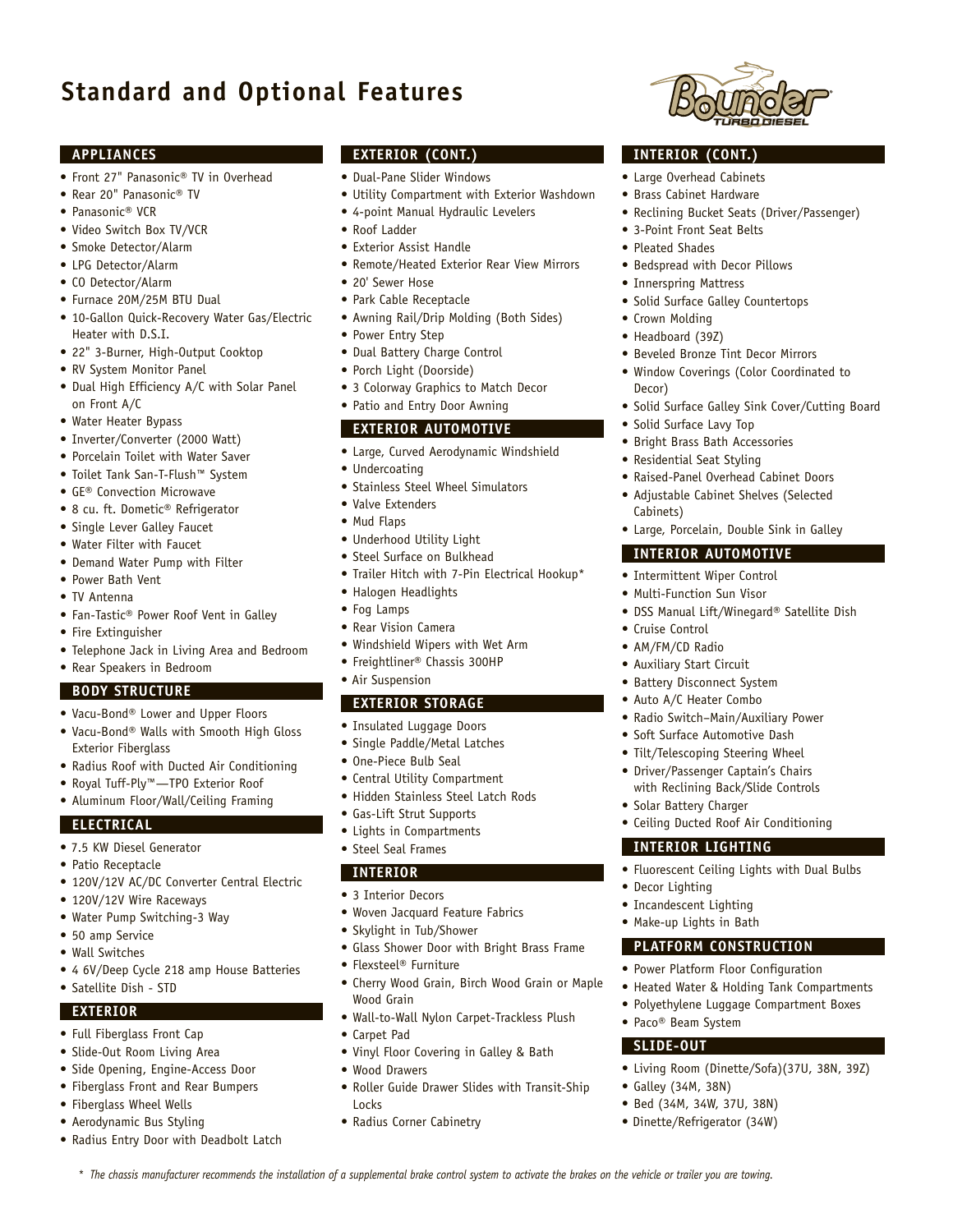# Standard and Optional Features

## APPLIANCES

- Front 27" Panasonic® TV in Overhead
- Rear 20" Panasonic® TV
- Panasonic® VCR
- Video Switch Box TV/VCR
- Smoke Detector/Alarm
- LPG Detector/Alarm
- CO Detector/Alarm
- Furnace 20M/25M BTU Dual
- 10-Gallon Quick-Recovery Water Gas/Electric Heater with D.S.I.
- 22" 3-Burner, High-Output Cooktop
- RV System Monitor Panel
- Dual High Efficiency A/C with Solar Panel on Front A/C
- Water Heater Bypass
- Inverter/Converter (2000 Watt)
- Porcelain Toilet with Water Saver
- Toilet Tank San-T-Flush™ System
- GE® Convection Microwave
- 8 cu. ft. Dometic® Refrigerator
- Single Lever Galley Faucet
- Water Filter with Faucet
- Demand Water Pump with Filter
- Power Bath Vent
- TV Antenna
- Fan-Tastic® Power Roof Vent in Galley
- Fire Extinguisher
- Telephone Jack in Living Area and Bedroom
- Rear Speakers in Bedroom

## BODY STRUCTURE

- Vacu-Bond® Lower and Upper Floors
- Vacu-Bond® Walls with Smooth High Gloss Exterior Fiberglass
- Radius Roof with Ducted Air Conditioning
- Royal Tuff-Ply™—TPO Exterior Roof
- Aluminum Floor/Wall/Ceiling Framing

## ELECTRICAL

- 7.5 KW Diesel Generator
- Patio Receptacle
- 120V/12V AC/DC Converter Central Electric
- 120V/12V Wire Raceways
- Water Pump Switching-3 Way
- 50 amp Service
- Wall Switches
- 4 6V/Deep Cycle 218 amp House Batteries
- Satellite Dish - STD

## EXTERIOR

- Full Fiberglass Front Cap
- Slide-Out Room Living Area
- Side Opening, Engine-Access Door
- Fiberglass Front and Rear Bumpers
- Fiberglass Wheel Wells
- Aerodynamic Bus Styling
- Radius Entry Door with Deadbolt Latch

## EXTERIOR (CONT.)

- Dual-Pane Slider Windows
- Utility Compartment with Exterior Washdown
- 4-point Manual Hydraulic Levelers
- Roof Ladder
- Exterior Assist Handle
- Remote/Heated Exterior Rear View Mirrors
- 20' Sewer Hose
- Park Cable Receptacle
- Awning Rail/Drip Molding (Both Sides)
- Power Entry Step
- Dual Battery Charge Control
- Porch Light (Doorside)
- 3 Colorway Graphics to Match Decor
- Patio and Entry Door Awning

## EXTERIOR AUTOMOTIVE

- Large, Curved Aerodynamic Windshield
- Undercoating
- Stainless Steel Wheel Simulators
- Valve Extenders
- Mud Flaps
- Underhood Utility Light
- Steel Surface on Bulkhead
- Trailer Hitch with 7-Pin Electrical Hookup*
- Halogen Headlights
- Fog Lamps
- Rear Vision Camera
- Windshield Wipers with Wet Arm
- Freightliner® Chassis 300HP
- Air Suspension

## EXTERIOR STORAGE

- Insulated Luggage Doors
- Single Paddle/Metal Latches
- One-Piece Bulb Seal
- Central Utility Compartment
- Hidden Stainless Steel Latch Rods
- Gas-Lift Strut Supports
- Lights in Compartments
- Steel Seal Frames

## INTERIOR

- 3 Interior Decors
- Woven Jacquard Feature Fabrics
- Skylight in Tub/Shower
- Glass Shower Door with Bright Brass Frame
- Flexsteel® Furniture
- Cherry Wood Grain, Birch Wood Grain or Maple Wood Grain
- Wall-to-Wall Nylon Carpet-Trackless Plush
- Carpet Pad
- Vinyl Floor Covering in Galley & Bath
- Wood Drawers
- Roller Guide Drawer Slides with Transit-Ship Locks
- Radius Corner Cabinetry

## INTERIOR (CONT.)

- Large Overhead Cabinets
- Brass Cabinet Hardware
- Reclining Bucket Seats (Driver/Passenger)
- 3-Point Front Seat Belts
- Pleated Shades
- Bedspread with Decor Pillows
- Innerspring Mattress
- Solid Surface Galley Countertops
- Crown Molding
- Headboard (39Z)
- Beveled Bronze Tint Decor Mirrors
- Window Coverings (Color Coordinated to Decor)
- Solid Surface Galley Sink Cover/Cutting Board
- Solid Surface Lavy Top
- Bright Brass Bath Accessories
- Residential Seat Styling
- Raised-Panel Overhead Cabinet Doors
- Adjustable Cabinet Shelves (Selected Cabinets)
- Large, Porcelain, Double Sink in Galley

## INTERIOR AUTOMOTIVE

- Intermittent Wiper Control
- Multi-Function Sun Visor
- DSS Manual Lift/Winegard® Satellite Dish
- Cruise Control
- AM/FM/CD Radio
- Auxiliary Start Circuit
- Battery Disconnect System
- Auto A/C Heater Combo
- Radio Switch–Main/Auxiliary Power
- Soft Surface Automotive Dash
- Tilt/Telescoping Steering Wheel
- Driver/Passenger Captain's Chairs with Reclining Back/Slide Controls
- Solar Battery Charger
- Ceiling Ducted Roof Air Conditioning

## INTERIOR LIGHTING

- Fluorescent Ceiling Lights with Dual Bulbs
- Decor Lighting
- Incandescent Lighting
- Make-up Lights in Bath

## PLATFORM CONSTRUCTION

- Power Platform Floor Configuration
- Heated Water & Holding Tank Compartments
- Polyethylene Luggage Compartment Boxes
- Paco® Beam System

## SLIDE-OUT

- Living Room (Dinette/Sofa)(37U, 38N, 39Z)
- Galley (34M, 38N)
- Bed (34M, 34W, 37U, 38N)
- Dinette/Refrigerator (34W)

*\* The chassis manufacturer recommends the installation of a supplemental brake control system to activate the brakes on the vehicle or trailer you are towing.*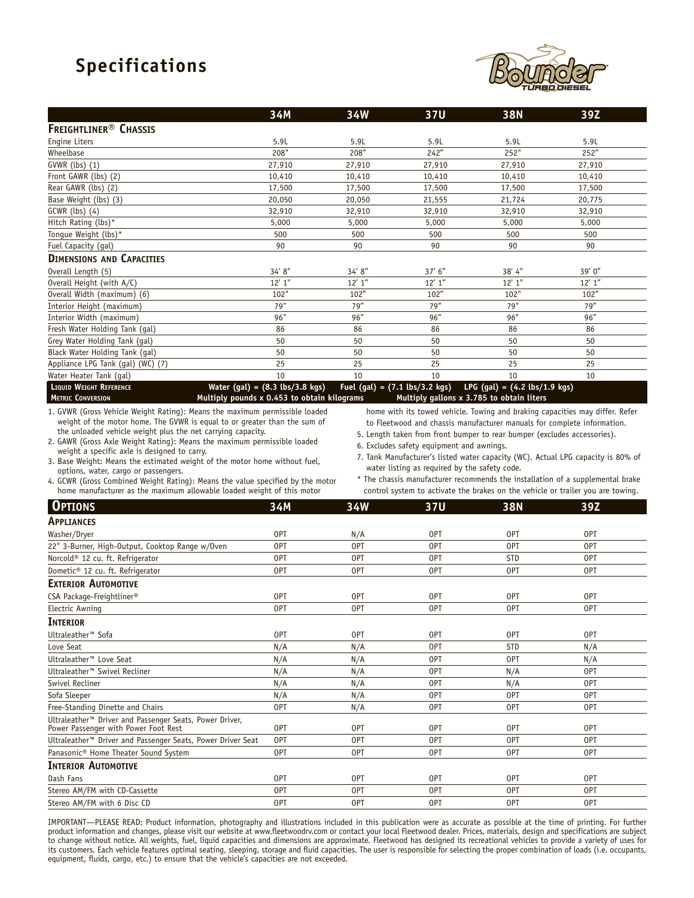# Specifications

Bounder TURBO DIESEL

| | 34M | 34W | 37U | 38N | 39Z |
|---|---|---|---|---|---|
| **Freightliner® Chassis** | | | | | |
| Engine Liters | 5.9L | 5.9L | 5.9L | 5.9L | 5.9L |
| Wheelbase | 208" | 208" | 242" | 252" | 252" |
| GVWR (lbs) (1) | 27,910 | 27,910 | 27,910 | 27,910 | 27,910 |
| Front GAWR (lbs) (2) | 10,410 | 10,410 | 10,410 | 10,410 | 10,410 |
| Rear GAWR (lbs) (2) | 17,500 | 17,500 | 17,500 | 17,500 | 17,500 |
| Base Weight (lbs) (3) | 20,050 | 20,050 | 21,555 | 21,724 | 20,775 |
| GCWR (lbs) (4) | 32,910 | 32,910 | 32,910 | 32,910 | 32,910 |
| Hitch Rating (lbs)* | 5,000 | 5,000 | 5,000 | 5,000 | 5,000 |
| Tongue Weight (lbs)* | 500 | 500 | 500 | 500 | 500 |
| Fuel Capacity (gal) | 90 | 90 | 90 | 90 | 90 |
| **Dimensions and Capacities** | | | | | |
| Overall Length (5) | 34' 8" | 34' 8" | 37' 6" | 38' 4" | 39' 0" |
| Overall Height (with A/C) | 12' 1" | 12' 1" | 12' 1" | 12' 1" | 12' 1" |
| Overall Width (maximum) (6) | 102" | 102" | 102" | 102" | 102" |
| Interior Height (maximum) | 79" | 79" | 79" | 79" | 79" |
| Interior Width (maximum) | 96" | 96" | 96" | 96" | 96" |
| Fresh Water Holding Tank (gal) | 86 | 86 | 86 | 86 | 86 |
| Grey Water Holding Tank (gal) | 50 | 50 | 50 | 50 | 50 |
| Black Water Holding Tank (gal) | 50 | 50 | 50 | 50 | 50 |
| Appliance LPG Tank (gal) (WC) (7) | 25 | 25 | 25 | 25 | 25 |
| Water Heater Tank (gal) | 10 | 10 | 10 | 10 | 10 |

**Liquid Weight Reference** — Water (gal) = (8.3 lbs/3.8 kgs) Fuel (gal) = (7.1 lbs/3.2 kgs) LPG (gal) = (4.2 lbs/1.9 kgs)

**Metric Conversion** — Multiply pounds x 0.453 to obtain kilograms Multiply gallons x 3.785 to obtain liters

1. GVWR (Gross Vehicle Weight Rating): Means the maximum permissible loaded weight of the motor home. The GVWR is equal to or greater than the sum of the unloaded vehicle weight plus the net carrying capacity.
2. GAWR (Gross Axle Weight Rating): Means the maximum permissible loaded weight a specific axle is designed to carry.
3. Base Weight: Means the estimated weight of the motor home without fuel, options, water, cargo or passengers.
4. GCWR (Gross Combined Weight Rating): Means the value specified by the motor home manufacturer as the maximum allowable loaded weight of this motor home with its towed vehicle. Towing and braking capacities may differ. Refer to Fleetwood and chassis manufacturer manuals for complete information.
5. Length taken from front bumper to rear bumper (excludes accessories).
6. Excludes safety equipment and awnings.
7. Tank Manufacturer's listed water capacity (WC). Actual LPG capacity is 80% of water listing as required by the safety code.

\* The chassis manufacturer recommends the installation of a supplemental brake control system to activate the brakes on the vehicle or trailer you are towing.

| Options | 34M | 34W | 37U | 38N | 39Z |
|---|---|---|---|---|---|
| **Appliances** | | | | | |
| Washer/Dryer | OPT | N/A | OPT | OPT | OPT |
| 22" 3-Burner, High-Output, Cooktop Range w/Oven | OPT | OPT | OPT | OPT | OPT |
| Norcold® 12 cu. ft. Refrigerator | OPT | OPT | OPT | STD | OPT |
| Dometic® 12 cu. ft. Refrigerator | OPT | OPT | OPT | OPT | OPT |
| **Exterior Automotive** | | | | | |
| CSA Package-Freightliner® | OPT | OPT | OPT | OPT | OPT |
| Electric Awning | OPT | OPT | OPT | OPT | OPT |
| **Interior** | | | | | |
| Ultraleather™ Sofa | OPT | OPT | OPT | OPT | OPT |
| Love Seat | N/A | N/A | OPT | STD | N/A |
| Ultraleather™ Love Seat | N/A | N/A | OPT | OPT | N/A |
| Ultraleather™ Swivel Recliner | N/A | N/A | OPT | N/A | OPT |
| Swivel Recliner | N/A | N/A | OPT | N/A | OPT |
| Sofa Sleeper | N/A | N/A | OPT | OPT | OPT |
| Free-Standing Dinette and Chairs | OPT | N/A | OPT | OPT | OPT |
| Ultraleather™ Driver and Passenger Seats, Power Driver, Power Passenger with Power Foot Rest | OPT | OPT | OPT | OPT | OPT |
| Ultraleather™ Driver and Passenger Seats, Power Driver Seat | OPT | OPT | OPT | OPT | OPT |
| Panasonic® Home Theater Sound System | OPT | OPT | OPT | OPT | OPT |
| **Interior Automotive** | | | | | |
| Dash Fans | OPT | OPT | OPT | OPT | OPT |
| Stereo AM/FM with CD-Cassette | OPT | OPT | OPT | OPT | OPT |
| Stereo AM/FM with 6 Disc CD | OPT | OPT | OPT | OPT | OPT |

IMPORTANT—PLEASE READ: Product information, photography and illustrations included in this publication were as accurate as possible at the time of printing. For further product information and changes, please visit our website at www.fleetwoodrv.com or contact your local Fleetwood dealer. Prices, materials, design and specifications are subject to change without notice. All weights, fuel, liquid capacities and dimensions are approximate. Fleetwood has designed its recreational vehicles to provide a variety of uses for its customers. Each vehicle features optimal seating, sleeping, storage and fluid capacities. The user is responsible for selecting the proper combination of loads (i.e. occupants, equipment, fluids, cargo, etc.) to ensure that the vehicle's capacities are not exceeded.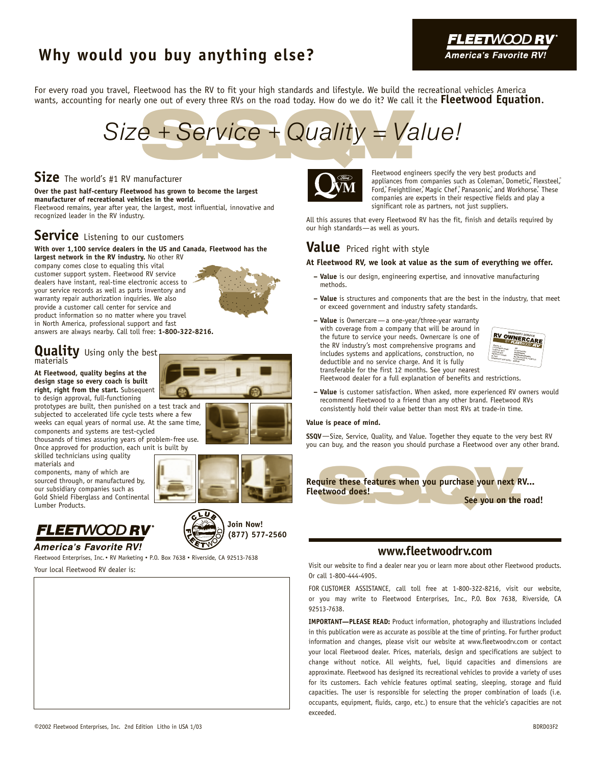# Why would you buy anything else?

**FLEETWOOD RV®**
*America's Favorite RV!*

For every road you travel, Fleetwood has the RV to fit your high standards and lifestyle. We build the recreational vehicles America wants, accounting for nearly one out of three RVs on the road today. How do we do it? We call it the **Fleetwood Equation**.

*Size + Service + Quality = Value!*

## Size The world's #1 RV manufacturer

**Over the past half-century Fleetwood has grown to become the largest manufacturer of recreational vehicles in the world.**
Fleetwood remains, year after year, the largest, most influential, innovative and recognized leader in the RV industry.

## Service Listening to our customers

**With over 1,100 service dealers in the US and Canada, Fleetwood has the largest network in the RV industry.** No other RV company comes close to equaling this vital customer support system. Fleetwood RV service dealers have instant, real-time electronic access to your service records as well as parts inventory and warranty repair authorization inquiries. We also provide a customer call center for service and product information so no matter where you travel in North America, professional support and fast answers are always nearby. Call toll free: **1-800-322-8216.**

## Quality Using only the best materials

**At Fleetwood, quality begins at the design stage so every coach is built right, right from the start.** Subsequent to design approval, full-functioning prototypes are built, then punished on a test track and subjected to accelerated life cycle tests where a few weeks can equal years of normal use. At the same time, components and systems are test-cycled thousands of times assuring years of problem-free use. Once approved for production, each unit is built by skilled technicians using quality materials and components, many of which are sourced through, or manufactured by, our subsidiary companies such as Gold Shield Fiberglass and Continental Lumber Products.

Fleetwood engineers specify the very best products and appliances from companies such as Coleman®, Dometic®, Flexsteel®, Ford®, Freightliner®, Magic Chef®, Panasonic®, and Workhorse®. These companies are experts in their respective fields and play a significant role as partners, not just suppliers.

All this assures that every Fleetwood RV has the fit, finish and details required by our high standards—as well as yours.

## Value Priced right with style

**At Fleetwood RV, we look at value as the sum of everything we offer.**

- **Value** is our design, engineering expertise, and innovative manufacturing methods.
- **Value** is structures and components that are the best in the industry, that meet or exceed government and industry safety standards.
- **Value** is Ownercare — a one-year/three-year warranty with coverage from a company that will be around in the future to service your needs. Ownercare is one of the RV industry's most comprehensive programs and includes systems and applications, construction, no deductible and no service charge. And it is fully transferable for the first 12 months. See your nearest Fleetwood dealer for a full explanation of benefits and restrictions.
- **Value** is customer satisfaction. When asked, more experienced RV owners would recommend Fleetwood to a friend than any other brand. Fleetwood RVs consistently hold their value better than most RVs at trade-in time.

**Value is peace of mind.**

**SSQV**—Size, Service, Quality, and Value. Together they equate to the very best RV you can buy, and the reason you should purchase a Fleetwood over any other brand.

**Require these features when you purchase your next RV... Fleetwood does!**
**See you on the road!**

**FLEETWOOD RV®**
*America's Favorite RV!*

**Join Now! (877) 577-2560**

Fleetwood Enterprises, Inc. • RV Marketing • P.O. Box 7638 • Riverside, CA 92513-7638

Your local Fleetwood RV dealer is:

## www.fleetwoodrv.com

Visit our website to find a dealer near you or learn more about other Fleetwood products. Or call 1-800-444-4905.

FOR CUSTOMER ASSISTANCE, call toll free at 1-800-322-8216, visit our website, or you may write to Fleetwood Enterprises, Inc., P.O. Box 7638, Riverside, CA 92513-7638.

**IMPORTANT—PLEASE READ:** Product information, photography and illustrations included in this publication were as accurate as possible at the time of printing. For further product information and changes, please visit our website at www.fleetwoodrv.com or contact your local Fleetwood dealer. Prices, materials, design and specifications are subject to change without notice. All weights, fuel, liquid capacities and dimensions are approximate. Fleetwood has designed its recreational vehicles to provide a variety of uses for its customers. Each vehicle features optimal seating, sleeping, storage and fluid capacities. The user is responsible for selecting the proper combination of loads (i.e. occupants, equipment, fluids, cargo, etc.) to ensure that the vehicle's capacities are not exceeded.

©2002 Fleetwood Enterprises, Inc. 2nd Edition Litho in USA 1/03

BDRD03F2